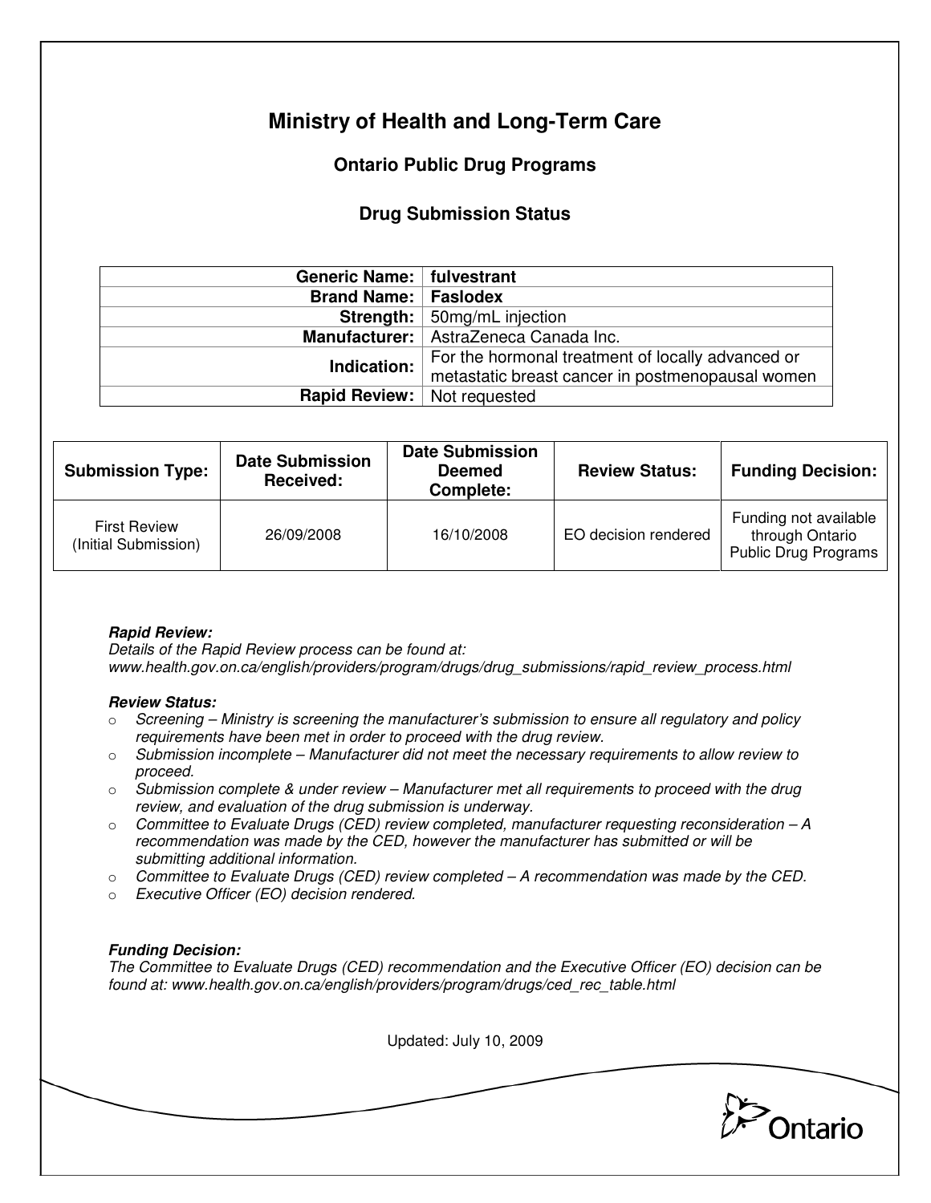# Ministry of Health and Long-Term Care

## Ontario Public Drug Programs

### Drug Submission Status

| | |
|---|---|
| **Generic Name:** | **fulvestrant** |
| **Brand Name:** | **Faslodex** |
| **Strength:** | 50mg/mL injection |
| **Manufacturer:** | AstraZeneca Canada Inc. |
| **Indication:** | For the hormonal treatment of locally advanced or metastatic breast cancer in postmenopausal women |
| **Rapid Review:** | Not requested |

| Submission Type: | Date Submission Received: | Date Submission Deemed Complete: | Review Status: | Funding Decision: |
|---|---|---|---|---|
| First Review (Initial Submission) | 26/09/2008 | 16/10/2008 | EO decision rendered | Funding not available through Ontario Public Drug Programs |

***Rapid Review:***
*Details of the Rapid Review process can be found at:*
*www.health.gov.on.ca/english/providers/program/drugs/drug_submissions/rapid_review_process.html*

***Review Status:***

- *Screening – Ministry is screening the manufacturer's submission to ensure all regulatory and policy requirements have been met in order to proceed with the drug review.*
- *Submission incomplete – Manufacturer did not meet the necessary requirements to allow review to proceed.*
- *Submission complete & under review – Manufacturer met all requirements to proceed with the drug review, and evaluation of the drug submission is underway.*
- *Committee to Evaluate Drugs (CED) review completed, manufacturer requesting reconsideration – A recommendation was made by the CED, however the manufacturer has submitted or will be submitting additional information.*
- *Committee to Evaluate Drugs (CED) review completed – A recommendation was made by the CED.*
- *Executive Officer (EO) decision rendered.*

***Funding Decision:***
*The Committee to Evaluate Drugs (CED) recommendation and the Executive Officer (EO) decision can be found at: www.health.gov.on.ca/english/providers/program/drugs/ced_rec_table.html*

Updated: July 10, 2009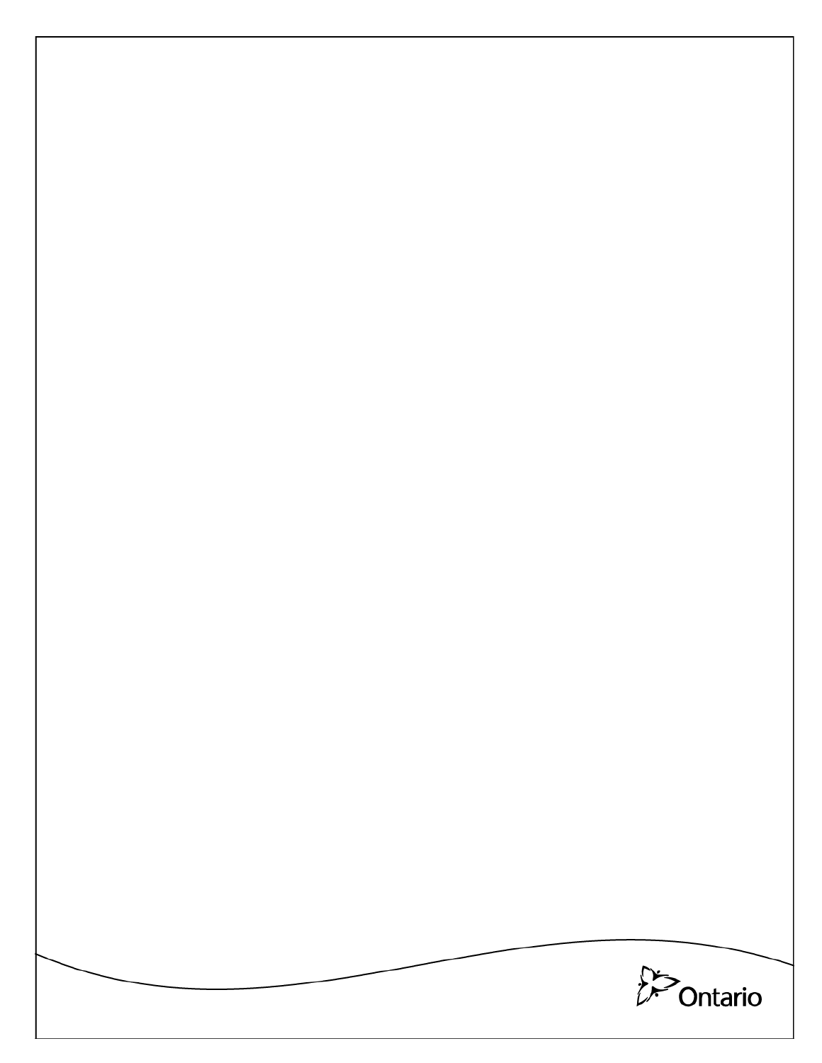Ontario